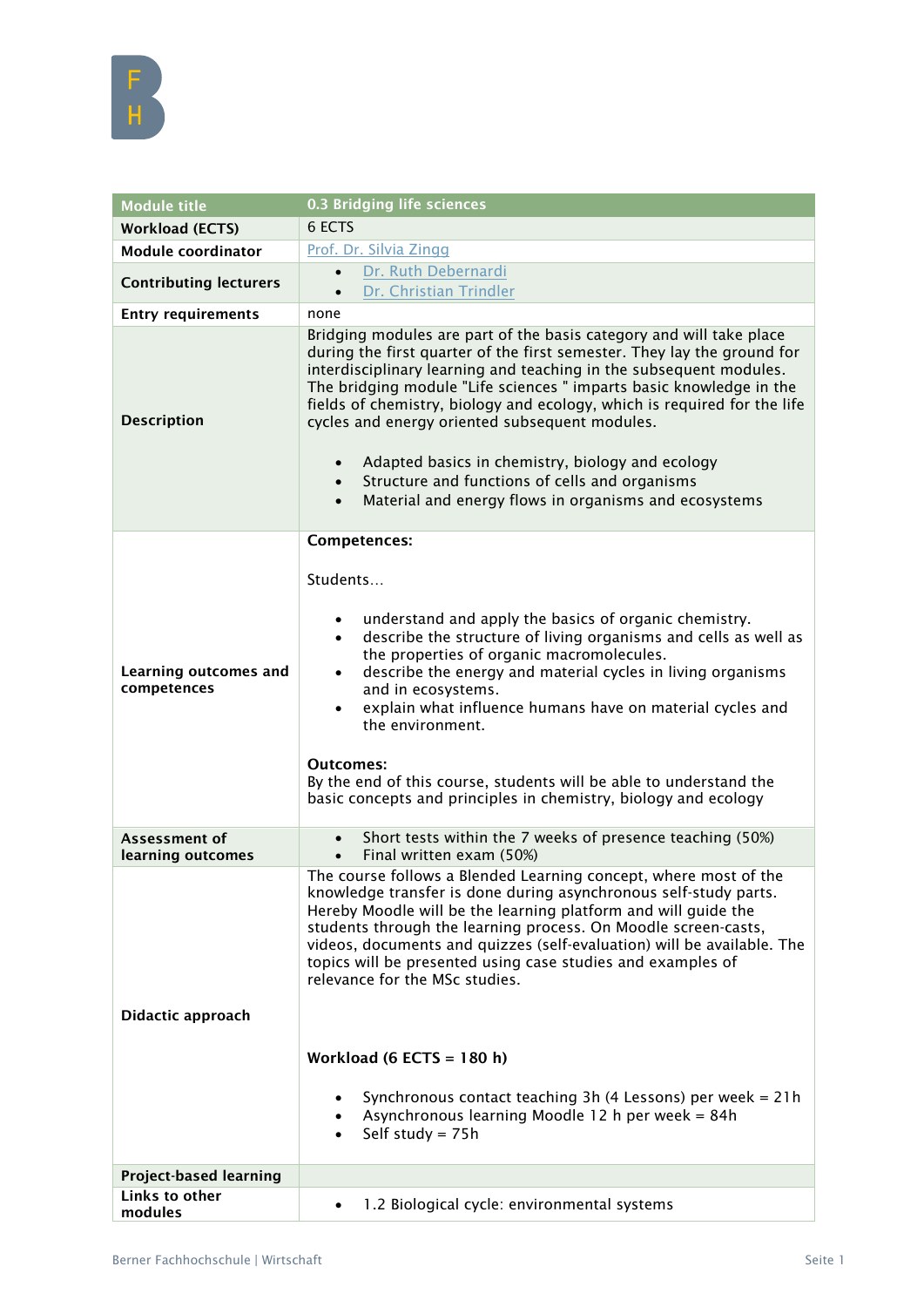| Module title | 0.3 Bridging life sciences |
|---|---|
| Workload (ECTS) | 6 ECTS |
| Module coordinator | Prof. Dr. Silvia Zingg |
| Contributing lecturers | • Dr. Ruth Debernardi<br>• Dr. Christian Trindler |
| Entry requirements | none |
| Description | Bridging modules are part of the basis category and will take place during the first quarter of the first semester. They lay the ground for interdisciplinary learning and teaching in the subsequent modules. The bridging module "Life sciences " imparts basic knowledge in the fields of chemistry, biology and ecology, which is required for the life cycles and energy oriented subsequent modules.<br><br>• Adapted basics in chemistry, biology and ecology<br>• Structure and functions of cells and organisms<br>• Material and energy flows in organisms and ecosystems |
| Learning outcomes and competences | **Competences:**<br><br>Students…<br><br>• understand and apply the basics of organic chemistry.<br>• describe the structure of living organisms and cells as well as the properties of organic macromolecules.<br>• describe the energy and material cycles in living organisms and in ecosystems.<br>• explain what influence humans have on material cycles and the environment.<br><br>**Outcomes:**<br>By the end of this course, students will be able to understand the basic concepts and principles in chemistry, biology and ecology |
| Assessment of learning outcomes | • Short tests within the 7 weeks of presence teaching (50%)<br>• Final written exam (50%) |
| Didactic approach | The course follows a Blended Learning concept, where most of the knowledge transfer is done during asynchronous self-study parts. Hereby Moodle will be the learning platform and will guide the students through the learning process. On Moodle screen-casts, videos, documents and quizzes (self-evaluation) will be available. The topics will be presented using case studies and examples of relevance for the MSc studies.<br><br>**Workload (6 ECTS = 180 h)**<br><br>• Synchronous contact teaching 3h (4 Lessons) per week = 21h<br>• Asynchronous learning Moodle 12 h per week = 84h<br>• Self study = 75h |
| Project-based learning | |
| Links to other modules | • 1.2 Biological cycle: environmental systems |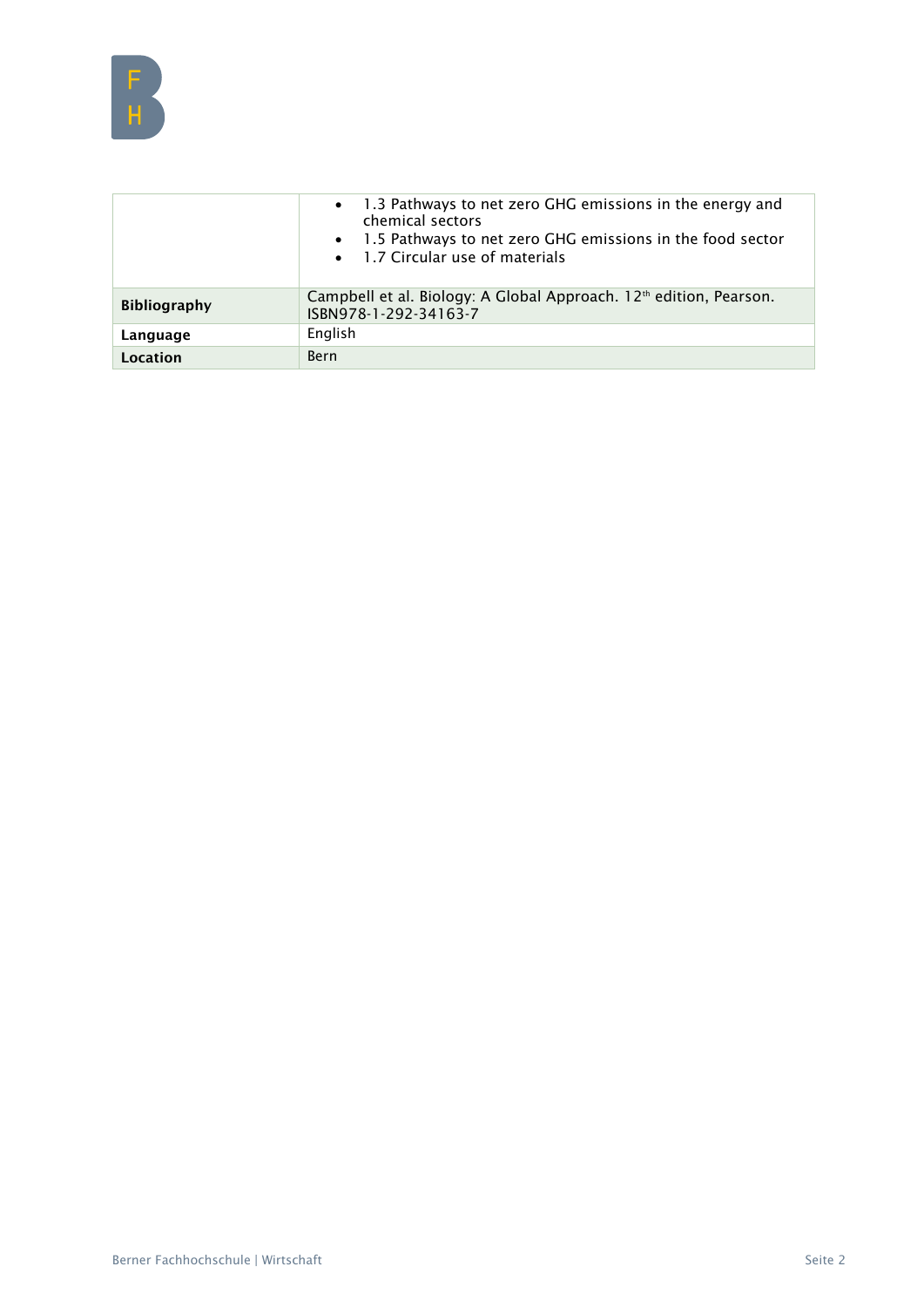| | |
|---|---|
| | • 1.3 Pathways to net zero GHG emissions in the energy and chemical sectors<br>• 1.5 Pathways to net zero GHG emissions in the food sector<br>• 1.7 Circular use of materials |
| **Bibliography** | Campbell et al. Biology: A Global Approach. 12th edition, Pearson. ISBN978-1-292-34163-7 |
| **Language** | English |
| **Location** | Bern |